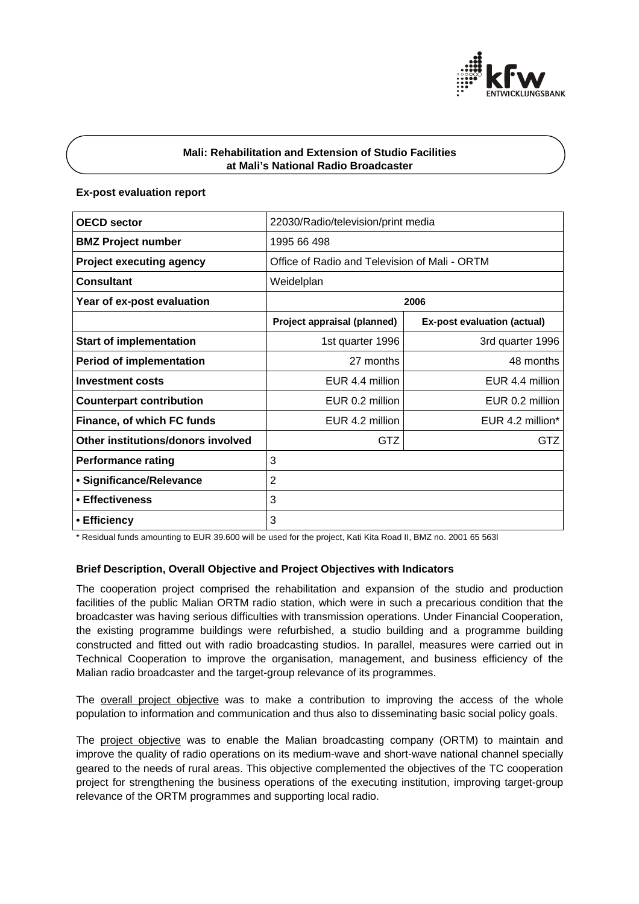**Mali: Rehabilitation and Extension of Studio Facilities at Mali's National Radio Broadcaster**

**Ex-post evaluation report**

| **OECD sector** | 22030/Radio/television/print media | |
|---|---|---|
| **BMZ Project number** | 1995 66 498 | |
| **Project executing agency** | Office of Radio and Television of Mali - ORTM | |
| **Consultant** | Weidelplan | |
| **Year of ex-post evaluation** | 2006 | |
| | **Project appraisal (planned)** | **Ex-post evaluation (actual)** |
| **Start of implementation** | 1st quarter 1996 | 3rd quarter 1996 |
| **Period of implementation** | 27 months | 48 months |
| **Investment costs** | EUR 4.4 million | EUR 4.4 million |
| **Counterpart contribution** | EUR 0.2 million | EUR 0.2 million |
| **Finance, of which FC funds** | EUR 4.2 million | EUR 4.2 million* |
| **Other institutions/donors involved** | GTZ | GTZ |
| **Performance rating** | 3 | |
| **• Significance/Relevance** | 2 | |
| **• Effectiveness** | 3 | |
| **• Efficiency** | 3 | |

\* Residual funds amounting to EUR 39.600 will be used for the project, Kati Kita Road II, BMZ no. 2001 65 563l

**Brief Description, Overall Objective and Project Objectives with Indicators**

The cooperation project comprised the rehabilitation and expansion of the studio and production facilities of the public Malian ORTM radio station, which were in such a precarious condition that the broadcaster was having serious difficulties with transmission operations. Under Financial Cooperation, the existing programme buildings were refurbished, a studio building and a programme building constructed and fitted out with radio broadcasting studios. In parallel, measures were carried out in Technical Cooperation to improve the organisation, management, and business efficiency of the Malian radio broadcaster and the target-group relevance of its programmes.

The overall project objective was to make a contribution to improving the access of the whole population to information and communication and thus also to disseminating basic social policy goals.

The project objective was to enable the Malian broadcasting company (ORTM) to maintain and improve the quality of radio operations on its medium-wave and short-wave national channel specially geared to the needs of rural areas. This objective complemented the objectives of the TC cooperation project for strengthening the business operations of the executing institution, improving target-group relevance of the ORTM programmes and supporting local radio.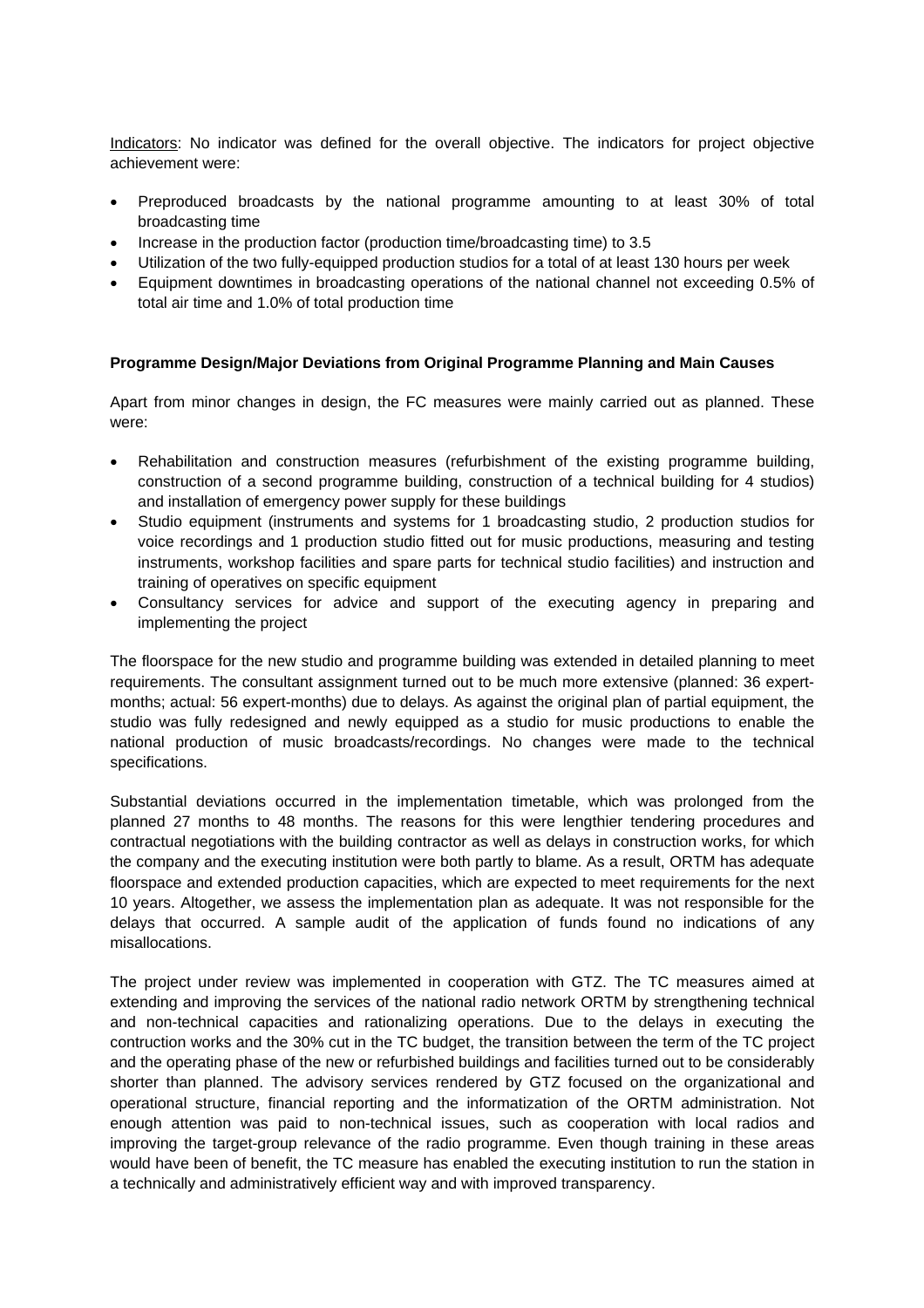<u>Indicators</u>: No indicator was defined for the overall objective. The indicators for project objective achievement were:

- Preproduced broadcasts by the national programme amounting to at least 30% of total broadcasting time
- Increase in the production factor (production time/broadcasting time) to 3.5
- Utilization of the two fully-equipped production studios for a total of at least 130 hours per week
- Equipment downtimes in broadcasting operations of the national channel not exceeding 0.5% of total air time and 1.0% of total production time

**Programme Design/Major Deviations from Original Programme Planning and Main Causes**

Apart from minor changes in design, the FC measures were mainly carried out as planned. These were:

- Rehabilitation and construction measures (refurbishment of the existing programme building, construction of a second programme building, construction of a technical building for 4 studios) and installation of emergency power supply for these buildings
- Studio equipment (instruments and systems for 1 broadcasting studio, 2 production studios for voice recordings and 1 production studio fitted out for music productions, measuring and testing instruments, workshop facilities and spare parts for technical studio facilities) and instruction and training of operatives on specific equipment
- Consultancy services for advice and support of the executing agency in preparing and implementing the project

The floorspace for the new studio and programme building was extended in detailed planning to meet requirements. The consultant assignment turned out to be much more extensive (planned: 36 expert-months; actual: 56 expert-months) due to delays. As against the original plan of partial equipment, the studio was fully redesigned and newly equipped as a studio for music productions to enable the national production of music broadcasts/recordings. No changes were made to the technical specifications.

Substantial deviations occurred in the implementation timetable, which was prolonged from the planned 27 months to 48 months. The reasons for this were lengthier tendering procedures and contractual negotiations with the building contractor as well as delays in construction works, for which the company and the executing institution were both partly to blame. As a result, ORTM has adequate floorspace and extended production capacities, which are expected to meet requirements for the next 10 years. Altogether, we assess the implementation plan as adequate. It was not responsible for the delays that occurred. A sample audit of the application of funds found no indications of any misallocations.

The project under review was implemented in cooperation with GTZ. The TC measures aimed at extending and improving the services of the national radio network ORTM by strengthening technical and non-technical capacities and rationalizing operations. Due to the delays in executing the contruction works and the 30% cut in the TC budget, the transition between the term of the TC project and the operating phase of the new or refurbished buildings and facilities turned out to be considerably shorter than planned. The advisory services rendered by GTZ focused on the organizational and operational structure, financial reporting and the informatization of the ORTM administration. Not enough attention was paid to non-technical issues, such as cooperation with local radios and improving the target-group relevance of the radio programme. Even though training in these areas would have been of benefit, the TC measure has enabled the executing institution to run the station in a technically and administratively efficient way and with improved transparency.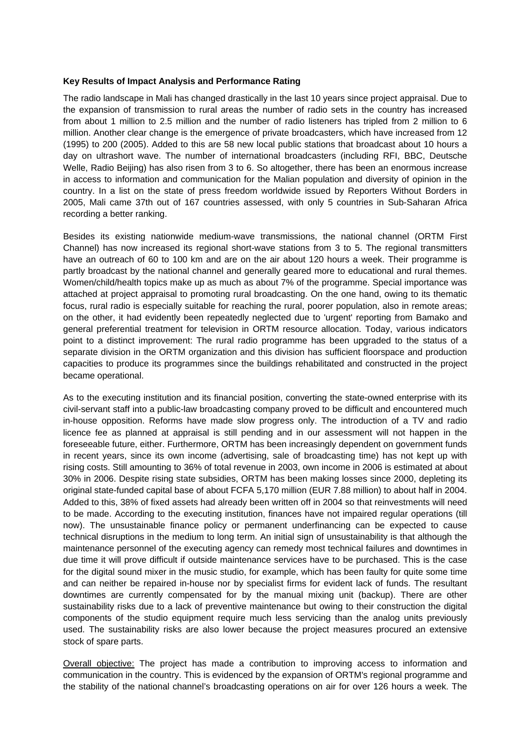**Key Results of Impact Analysis and Performance Rating**

The radio landscape in Mali has changed drastically in the last 10 years since project appraisal. Due to the expansion of transmission to rural areas the number of radio sets in the country has increased from about 1 million to 2.5 million and the number of radio listeners has tripled from 2 million to 6 million. Another clear change is the emergence of private broadcasters, which have increased from 12 (1995) to 200 (2005). Added to this are 58 new local public stations that broadcast about 10 hours a day on ultrashort wave. The number of international broadcasters (including RFI, BBC, Deutsche Welle, Radio Beijing) has also risen from 3 to 6. So altogether, there has been an enormous increase in access to information and communication for the Malian population and diversity of opinion in the country. In a list on the state of press freedom worldwide issued by Reporters Without Borders in 2005, Mali came 37th out of 167 countries assessed, with only 5 countries in Sub-Saharan Africa recording a better ranking.

Besides its existing nationwide medium-wave transmissions, the national channel (ORTM First Channel) has now increased its regional short-wave stations from 3 to 5. The regional transmitters have an outreach of 60 to 100 km and are on the air about 120 hours a week. Their programme is partly broadcast by the national channel and generally geared more to educational and rural themes. Women/child/health topics make up as much as about 7% of the programme. Special importance was attached at project appraisal to promoting rural broadcasting. On the one hand, owing to its thematic focus, rural radio is especially suitable for reaching the rural, poorer population, also in remote areas; on the other, it had evidently been repeatedly neglected due to 'urgent' reporting from Bamako and general preferential treatment for television in ORTM resource allocation. Today, various indicators point to a distinct improvement: The rural radio programme has been upgraded to the status of a separate division in the ORTM organization and this division has sufficient floorspace and production capacities to produce its programmes since the buildings rehabilitated and constructed in the project became operational.

As to the executing institution and its financial position, converting the state-owned enterprise with its civil-servant staff into a public-law broadcasting company proved to be difficult and encountered much in-house opposition. Reforms have made slow progress only. The introduction of a TV and radio licence fee as planned at appraisal is still pending and in our assessment will not happen in the foreseeable future, either. Furthermore, ORTM has been increasingly dependent on government funds in recent years, since its own income (advertising, sale of broadcasting time) has not kept up with rising costs. Still amounting to 36% of total revenue in 2003, own income in 2006 is estimated at about 30% in 2006. Despite rising state subsidies, ORTM has been making losses since 2000, depleting its original state-funded capital base of about FCFA 5,170 million (EUR 7.88 million) to about half in 2004. Added to this, 38% of fixed assets had already been written off in 2004 so that reinvestments will need to be made. According to the executing institution, finances have not impaired regular operations (till now). The unsustainable finance policy or permanent underfinancing can be expected to cause technical disruptions in the medium to long term. An initial sign of unsustainability is that although the maintenance personnel of the executing agency can remedy most technical failures and downtimes in due time it will prove difficult if outside maintenance services have to be purchased. This is the case for the digital sound mixer in the music studio, for example, which has been faulty for quite some time and can neither be repaired in-house nor by specialist firms for evident lack of funds. The resultant downtimes are currently compensated for by the manual mixing unit (backup). There are other sustainability risks due to a lack of preventive maintenance but owing to their construction the digital components of the studio equipment require much less servicing than the analog units previously used. The sustainability risks are also lower because the project measures procured an extensive stock of spare parts.

<u>Overall objective:</u> The project has made a contribution to improving access to information and communication in the country. This is evidenced by the expansion of ORTM's regional programme and the stability of the national channel's broadcasting operations on air for over 126 hours a week. The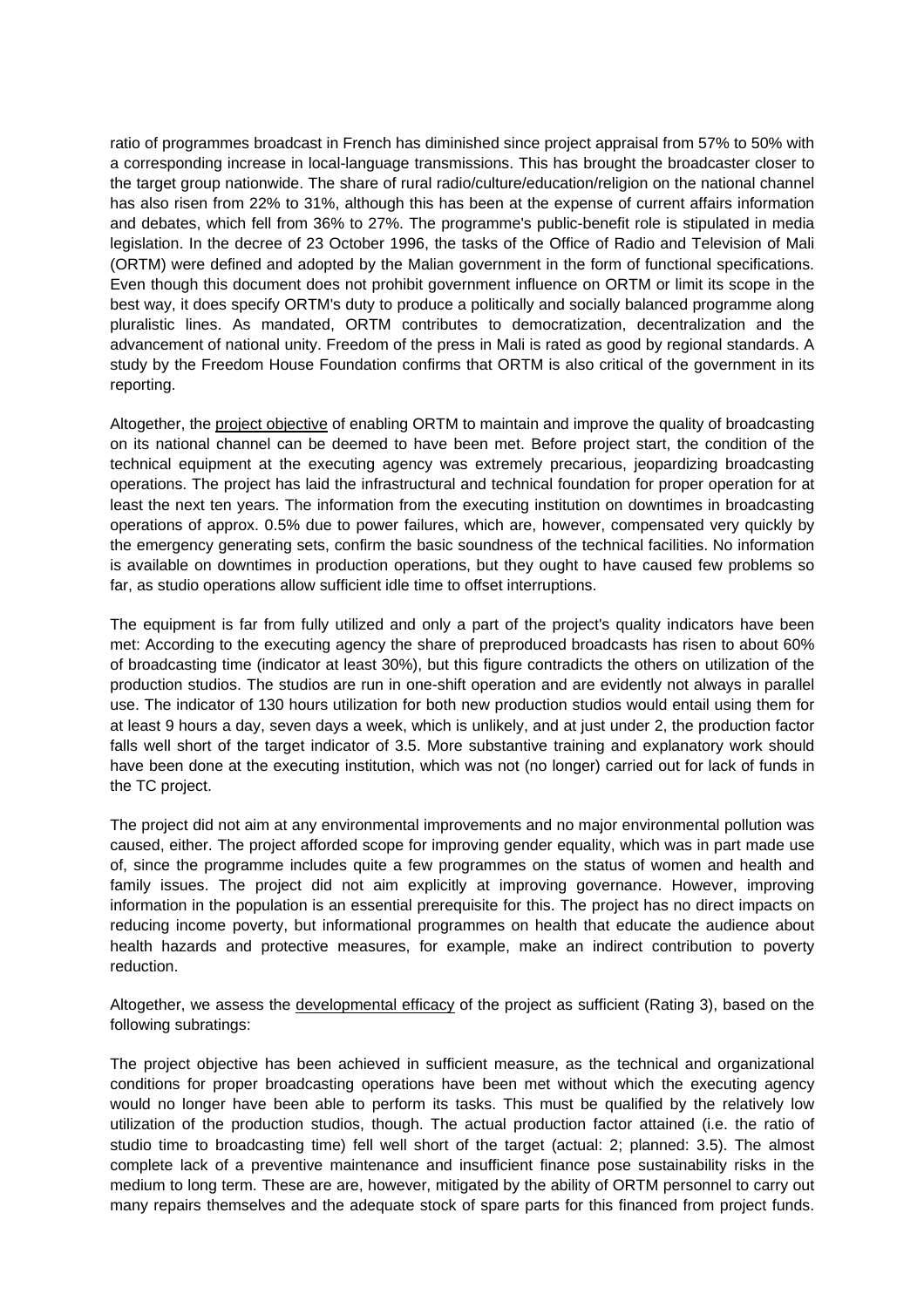ratio of programmes broadcast in French has diminished since project appraisal from 57% to 50% with a corresponding increase in local-language transmissions. This has brought the broadcaster closer to the target group nationwide. The share of rural radio/culture/education/religion on the national channel has also risen from 22% to 31%, although this has been at the expense of current affairs information and debates, which fell from 36% to 27%. The programme's public-benefit role is stipulated in media legislation. In the decree of 23 October 1996, the tasks of the Office of Radio and Television of Mali (ORTM) were defined and adopted by the Malian government in the form of functional specifications. Even though this document does not prohibit government influence on ORTM or limit its scope in the best way, it does specify ORTM's duty to produce a politically and socially balanced programme along pluralistic lines. As mandated, ORTM contributes to democratization, decentralization and the advancement of national unity. Freedom of the press in Mali is rated as good by regional standards. A study by the Freedom House Foundation confirms that ORTM is also critical of the government in its reporting.

Altogether, the project objective of enabling ORTM to maintain and improve the quality of broadcasting on its national channel can be deemed to have been met. Before project start, the condition of the technical equipment at the executing agency was extremely precarious, jeopardizing broadcasting operations. The project has laid the infrastructural and technical foundation for proper operation for at least the next ten years. The information from the executing institution on downtimes in broadcasting operations of approx. 0.5% due to power failures, which are, however, compensated very quickly by the emergency generating sets, confirm the basic soundness of the technical facilities. No information is available on downtimes in production operations, but they ought to have caused few problems so far, as studio operations allow sufficient idle time to offset interruptions.

The equipment is far from fully utilized and only a part of the project's quality indicators have been met: According to the executing agency the share of preproduced broadcasts has risen to about 60% of broadcasting time (indicator at least 30%), but this figure contradicts the others on utilization of the production studios. The studios are run in one-shift operation and are evidently not always in parallel use. The indicator of 130 hours utilization for both new production studios would entail using them for at least 9 hours a day, seven days a week, which is unlikely, and at just under 2, the production factor falls well short of the target indicator of 3.5. More substantive training and explanatory work should have been done at the executing institution, which was not (no longer) carried out for lack of funds in the TC project.

The project did not aim at any environmental improvements and no major environmental pollution was caused, either. The project afforded scope for improving gender equality, which was in part made use of, since the programme includes quite a few programmes on the status of women and health and family issues. The project did not aim explicitly at improving governance. However, improving information in the population is an essential prerequisite for this. The project has no direct impacts on reducing income poverty, but informational programmes on health that educate the audience about health hazards and protective measures, for example, make an indirect contribution to poverty reduction.

Altogether, we assess the developmental efficacy of the project as sufficient (Rating 3), based on the following subratings:

The project objective has been achieved in sufficient measure, as the technical and organizational conditions for proper broadcasting operations have been met without which the executing agency would no longer have been able to perform its tasks. This must be qualified by the relatively low utilization of the production studios, though. The actual production factor attained (i.e. the ratio of studio time to broadcasting time) fell well short of the target (actual: 2; planned: 3.5). The almost complete lack of a preventive maintenance and insufficient finance pose sustainability risks in the medium to long term. These are are, however, mitigated by the ability of ORTM personnel to carry out many repairs themselves and the adequate stock of spare parts for this financed from project funds.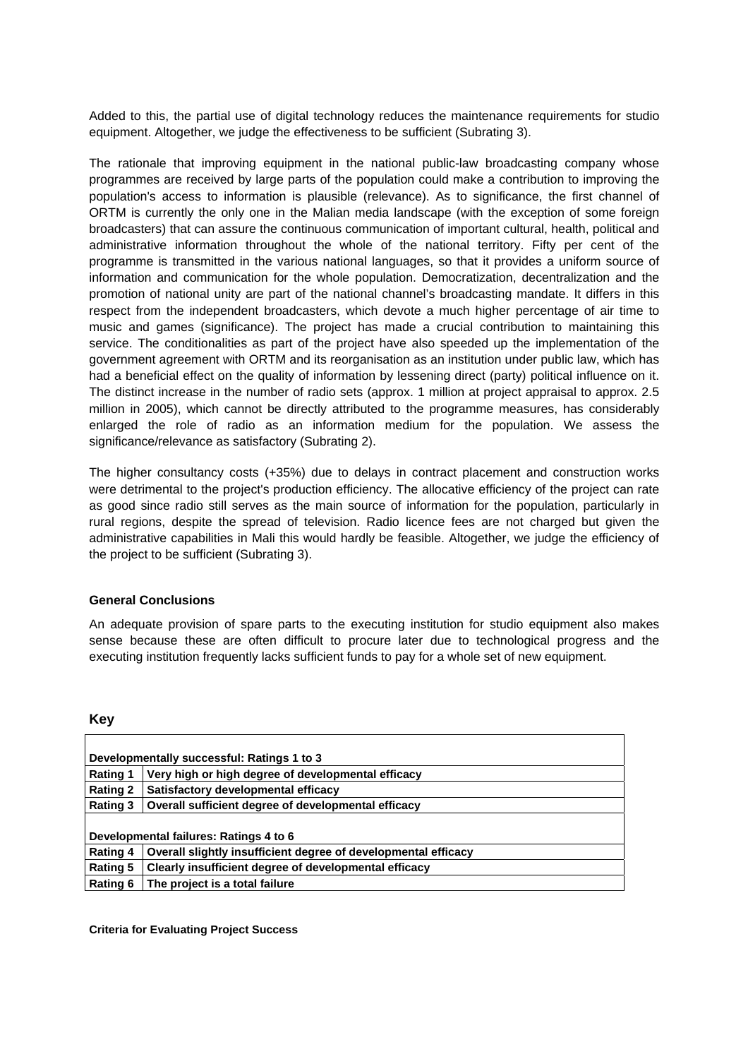Added to this, the partial use of digital technology reduces the maintenance requirements for studio equipment. Altogether, we judge the effectiveness to be sufficient (Subrating 3).

The rationale that improving equipment in the national public-law broadcasting company whose programmes are received by large parts of the population could make a contribution to improving the population's access to information is plausible (relevance). As to significance, the first channel of ORTM is currently the only one in the Malian media landscape (with the exception of some foreign broadcasters) that can assure the continuous communication of important cultural, health, political and administrative information throughout the whole of the national territory. Fifty per cent of the programme is transmitted in the various national languages, so that it provides a uniform source of information and communication for the whole population. Democratization, decentralization and the promotion of national unity are part of the national channel's broadcasting mandate. It differs in this respect from the independent broadcasters, which devote a much higher percentage of air time to music and games (significance). The project has made a crucial contribution to maintaining this service. The conditionalities as part of the project have also speeded up the implementation of the government agreement with ORTM and its reorganisation as an institution under public law, which has had a beneficial effect on the quality of information by lessening direct (party) political influence on it. The distinct increase in the number of radio sets (approx. 1 million at project appraisal to approx. 2.5 million in 2005), which cannot be directly attributed to the programme measures, has considerably enlarged the role of radio as an information medium for the population. We assess the significance/relevance as satisfactory (Subrating 2).

The higher consultancy costs (+35%) due to delays in contract placement and construction works were detrimental to the project's production efficiency. The allocative efficiency of the project can rate as good since radio still serves as the main source of information for the population, particularly in rural regions, despite the spread of television. Radio licence fees are not charged but given the administrative capabilities in Mali this would hardly be feasible. Altogether, we judge the efficiency of the project to be sufficient (Subrating 3).

### General Conclusions

An adequate provision of spare parts to the executing institution for studio equipment also makes sense because these are often difficult to procure later due to technological progress and the executing institution frequently lacks sufficient funds to pay for a whole set of new equipment.

## Key

| **Developmentally successful: Ratings 1 to 3** | |
|---|---|
| **Rating 1** | **Very high or high degree of developmental efficacy** |
| **Rating 2** | **Satisfactory developmental efficacy** |
| **Rating 3** | **Overall sufficient degree of developmental efficacy** |
| **Developmental failures: Ratings 4 to 6** | |
| **Rating 4** | **Overall slightly insufficient degree of developmental efficacy** |
| **Rating 5** | **Clearly insufficient degree of developmental efficacy** |
| **Rating 6** | **The project is a total failure** |

**Criteria for Evaluating Project Success**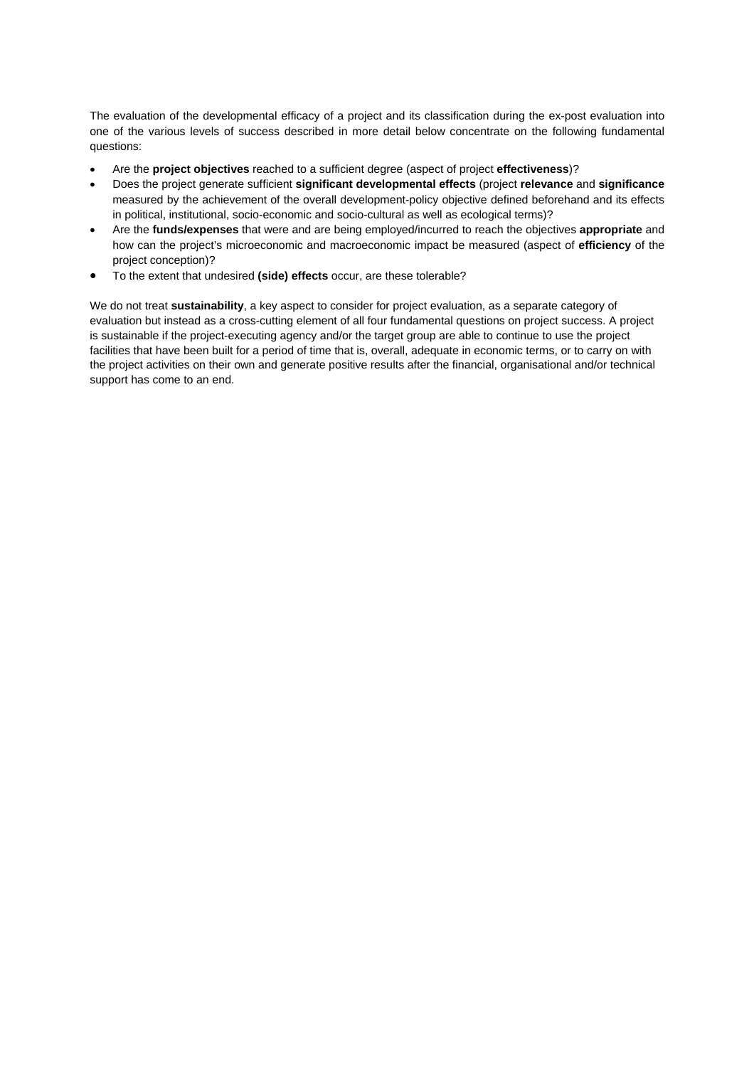The evaluation of the developmental efficacy of a project and its classification during the ex-post evaluation into one of the various levels of success described in more detail below concentrate on the following fundamental questions:

- Are the **project objectives** reached to a sufficient degree (aspect of project **effectiveness**)?
- Does the project generate sufficient **significant developmental effects** (project **relevance** and **significance** measured by the achievement of the overall development-policy objective defined beforehand and its effects in political, institutional, socio-economic and socio-cultural as well as ecological terms)?
- Are the **funds/expenses** that were and are being employed/incurred to reach the objectives **appropriate** and how can the project's microeconomic and macroeconomic impact be measured (aspect of **efficiency** of the project conception)?
- To the extent that undesired **(side) effects** occur, are these tolerable?

We do not treat **sustainability**, a key aspect to consider for project evaluation, as a separate category of evaluation but instead as a cross-cutting element of all four fundamental questions on project success. A project is sustainable if the project-executing agency and/or the target group are able to continue to use the project facilities that have been built for a period of time that is, overall, adequate in economic terms, or to carry on with the project activities on their own and generate positive results after the financial, organisational and/or technical support has come to an end.